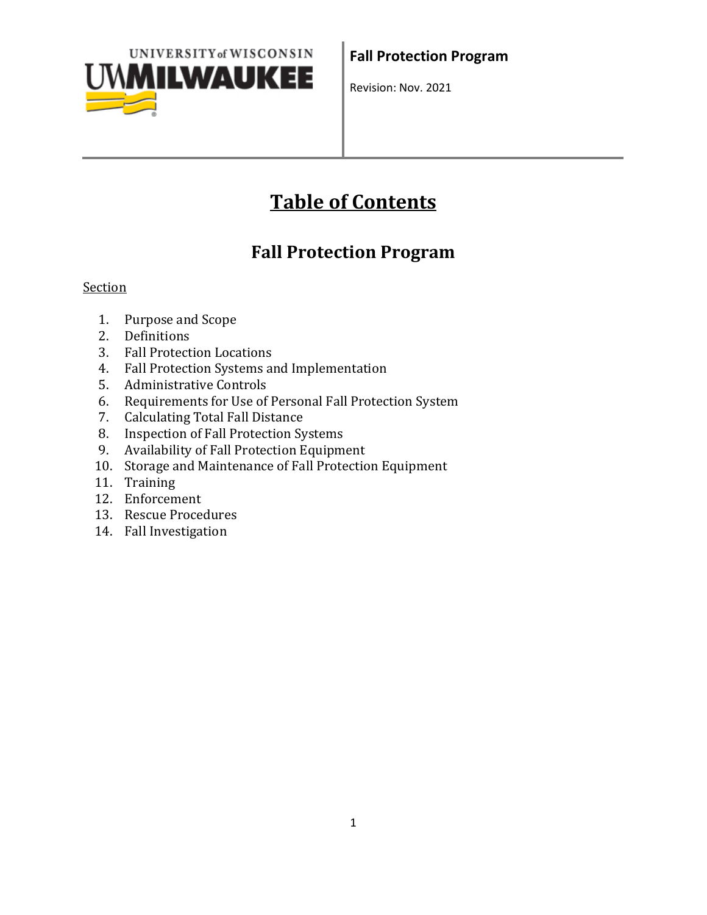**Fall Protection Program**

Revision: Nov. 2021

# Table of Contents

## Fall Protection Program

Section

1. Purpose and Scope
2. Definitions
3. Fall Protection Locations
4. Fall Protection Systems and Implementation
5. Administrative Controls
6. Requirements for Use of Personal Fall Protection System
7. Calculating Total Fall Distance
8. Inspection of Fall Protection Systems
9. Availability of Fall Protection Equipment
10. Storage and Maintenance of Fall Protection Equipment
11. Training
12. Enforcement
13. Rescue Procedures
14. Fall Investigation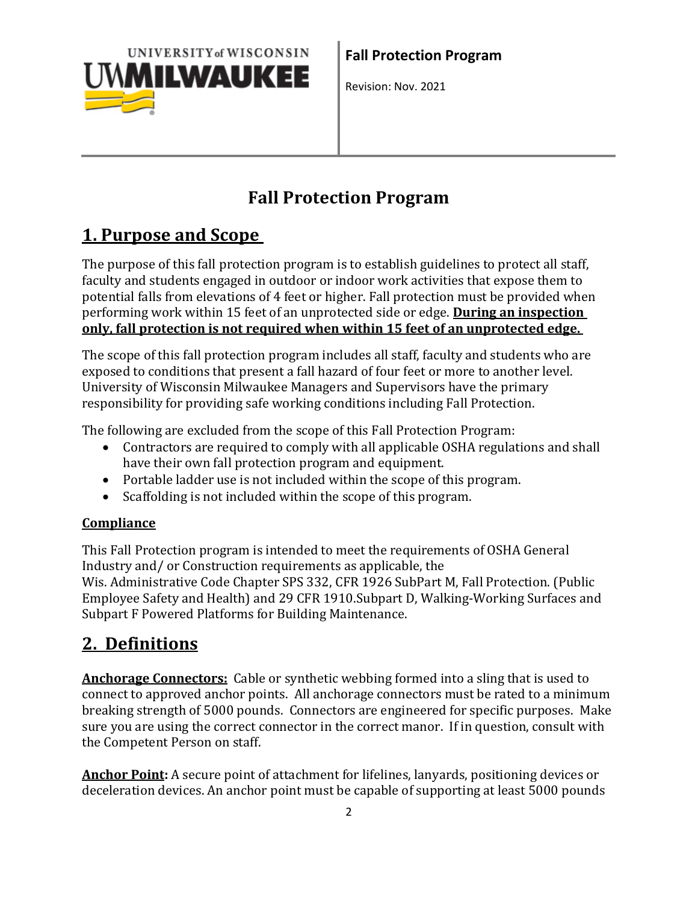# Fall Protection Program

## 1. Purpose and Scope

The purpose of this fall protection program is to establish guidelines to protect all staff, faculty and students engaged in outdoor or indoor work activities that expose them to potential falls from elevations of 4 feet or higher. Fall protection must be provided when performing work within 15 feet of an unprotected side or edge. **During an inspection only, fall protection is not required when within 15 feet of an unprotected edge.**

The scope of this fall protection program includes all staff, faculty and students who are exposed to conditions that present a fall hazard of four feet or more to another level. University of Wisconsin Milwaukee Managers and Supervisors have the primary responsibility for providing safe working conditions including Fall Protection.

The following are excluded from the scope of this Fall Protection Program:

- Contractors are required to comply with all applicable OSHA regulations and shall have their own fall protection program and equipment.
- Portable ladder use is not included within the scope of this program.
- Scaffolding is not included within the scope of this program.

### Compliance

This Fall Protection program is intended to meet the requirements of OSHA General Industry and/ or Construction requirements as applicable, the Wis. Administrative Code Chapter SPS 332, CFR 1926 SubPart M, Fall Protection. (Public Employee Safety and Health) and 29 CFR 1910.Subpart D, Walking-Working Surfaces and Subpart F Powered Platforms for Building Maintenance.

## 2. Definitions

**Anchorage Connectors:** Cable or synthetic webbing formed into a sling that is used to connect to approved anchor points. All anchorage connectors must be rated to a minimum breaking strength of 5000 pounds. Connectors are engineered for specific purposes. Make sure you are using the correct connector in the correct manor. If in question, consult with the Competent Person on staff.

**Anchor Point:** A secure point of attachment for lifelines, lanyards, positioning devices or deceleration devices. An anchor point must be capable of supporting at least 5000 pounds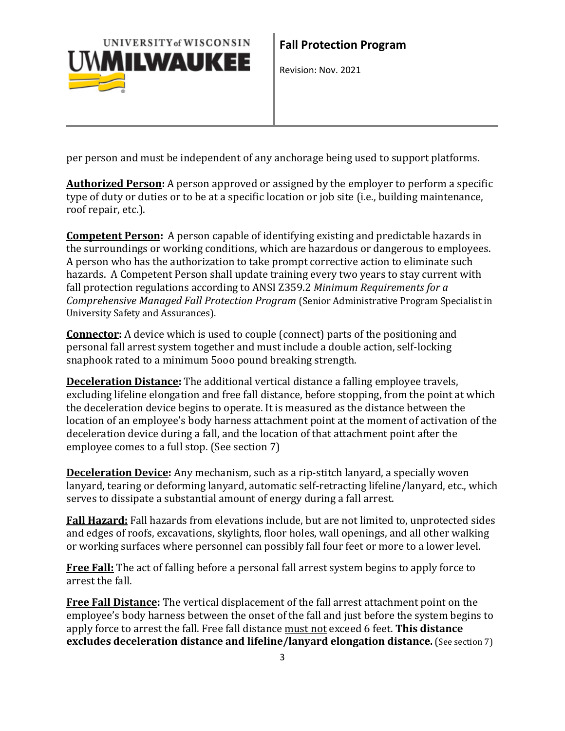per person and must be independent of any anchorage being used to support platforms.

**Authorized Person:** A person approved or assigned by the employer to perform a specific type of duty or duties or to be at a specific location or job site (i.e., building maintenance, roof repair, etc.).

**Competent Person:** A person capable of identifying existing and predictable hazards in the surroundings or working conditions, which are hazardous or dangerous to employees. A person who has the authorization to take prompt corrective action to eliminate such hazards. A Competent Person shall update training every two years to stay current with fall protection regulations according to ANSI Z359.2 *Minimum Requirements for a Comprehensive Managed Fall Protection Program* (Senior Administrative Program Specialist in University Safety and Assurances).

**Connector:** A device which is used to couple (connect) parts of the positioning and personal fall arrest system together and must include a double action, self-locking snaphook rated to a minimum 5ooo pound breaking strength.

**Deceleration Distance:** The additional vertical distance a falling employee travels, excluding lifeline elongation and free fall distance, before stopping, from the point at which the deceleration device begins to operate. It is measured as the distance between the location of an employee's body harness attachment point at the moment of activation of the deceleration device during a fall, and the location of that attachment point after the employee comes to a full stop. (See section 7)

**Deceleration Device:** Any mechanism, such as a rip-stitch lanyard, a specially woven lanyard, tearing or deforming lanyard, automatic self-retracting lifeline/lanyard, etc., which serves to dissipate a substantial amount of energy during a fall arrest.

**Fall Hazard:** Fall hazards from elevations include, but are not limited to, unprotected sides and edges of roofs, excavations, skylights, floor holes, wall openings, and all other walking or working surfaces where personnel can possibly fall four feet or more to a lower level.

**Free Fall:** The act of falling before a personal fall arrest system begins to apply force to arrest the fall.

**Free Fall Distance:** The vertical displacement of the fall arrest attachment point on the employee's body harness between the onset of the fall and just before the system begins to apply force to arrest the fall. Free fall distance must not exceed 6 feet. **This distance excludes deceleration distance and lifeline/lanyard elongation distance.** (See section 7)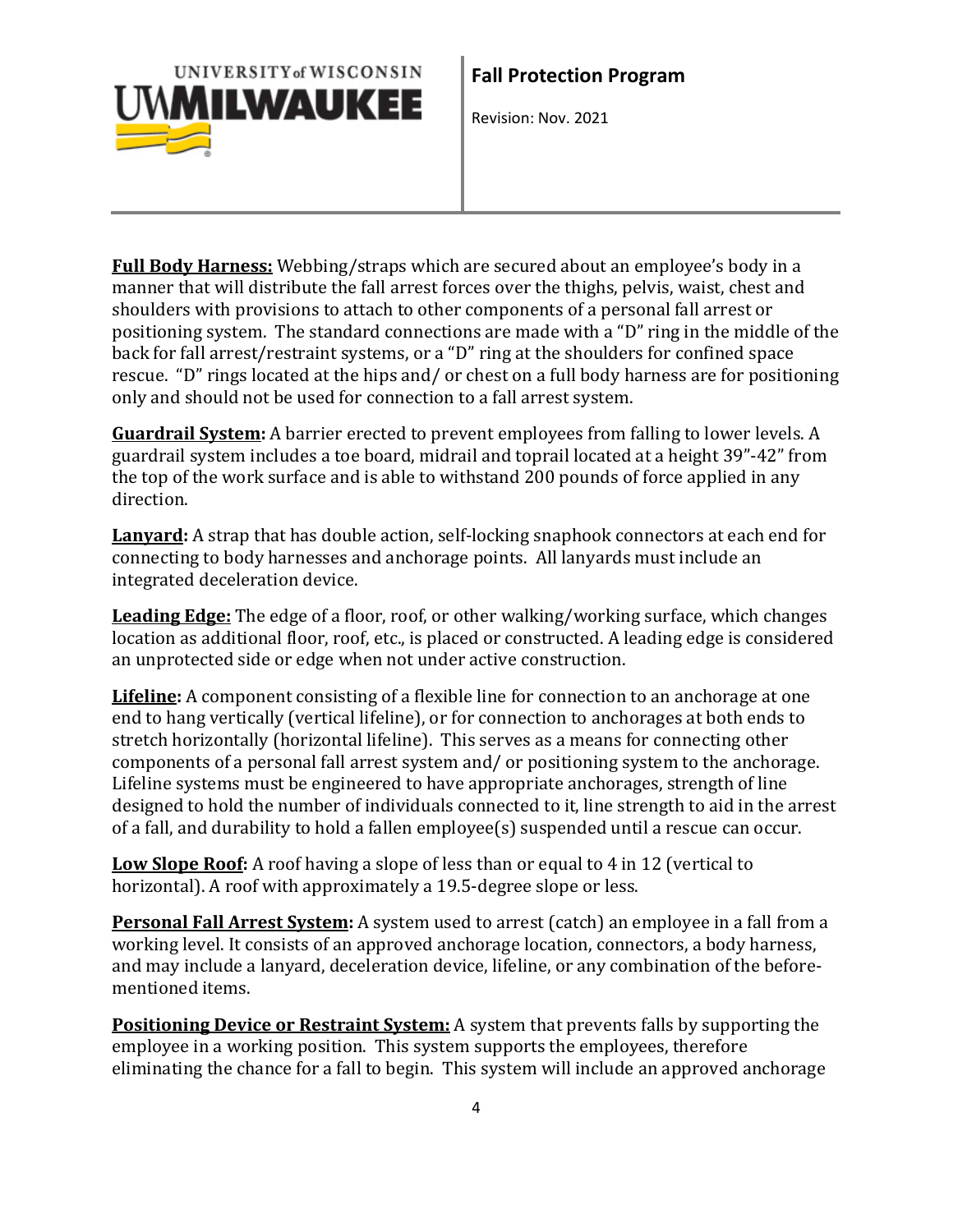**Full Body Harness:** Webbing/straps which are secured about an employee's body in a manner that will distribute the fall arrest forces over the thighs, pelvis, waist, chest and shoulders with provisions to attach to other components of a personal fall arrest or positioning system. The standard connections are made with a "D" ring in the middle of the back for fall arrest/restraint systems, or a "D" ring at the shoulders for confined space rescue. "D" rings located at the hips and/ or chest on a full body harness are for positioning only and should not be used for connection to a fall arrest system.

**Guardrail System:** A barrier erected to prevent employees from falling to lower levels. A guardrail system includes a toe board, midrail and toprail located at a height 39"-42" from the top of the work surface and is able to withstand 200 pounds of force applied in any direction.

**Lanyard:** A strap that has double action, self-locking snaphook connectors at each end for connecting to body harnesses and anchorage points. All lanyards must include an integrated deceleration device.

**Leading Edge:** The edge of a floor, roof, or other walking/working surface, which changes location as additional floor, roof, etc., is placed or constructed. A leading edge is considered an unprotected side or edge when not under active construction.

**Lifeline:** A component consisting of a flexible line for connection to an anchorage at one end to hang vertically (vertical lifeline), or for connection to anchorages at both ends to stretch horizontally (horizontal lifeline). This serves as a means for connecting other components of a personal fall arrest system and/ or positioning system to the anchorage. Lifeline systems must be engineered to have appropriate anchorages, strength of line designed to hold the number of individuals connected to it, line strength to aid in the arrest of a fall, and durability to hold a fallen employee(s) suspended until a rescue can occur.

**Low Slope Roof:** A roof having a slope of less than or equal to 4 in 12 (vertical to horizontal). A roof with approximately a 19.5-degree slope or less.

**Personal Fall Arrest System:** A system used to arrest (catch) an employee in a fall from a working level. It consists of an approved anchorage location, connectors, a body harness, and may include a lanyard, deceleration device, lifeline, or any combination of the before-mentioned items.

**Positioning Device or Restraint System:** A system that prevents falls by supporting the employee in a working position. This system supports the employees, therefore eliminating the chance for a fall to begin. This system will include an approved anchorage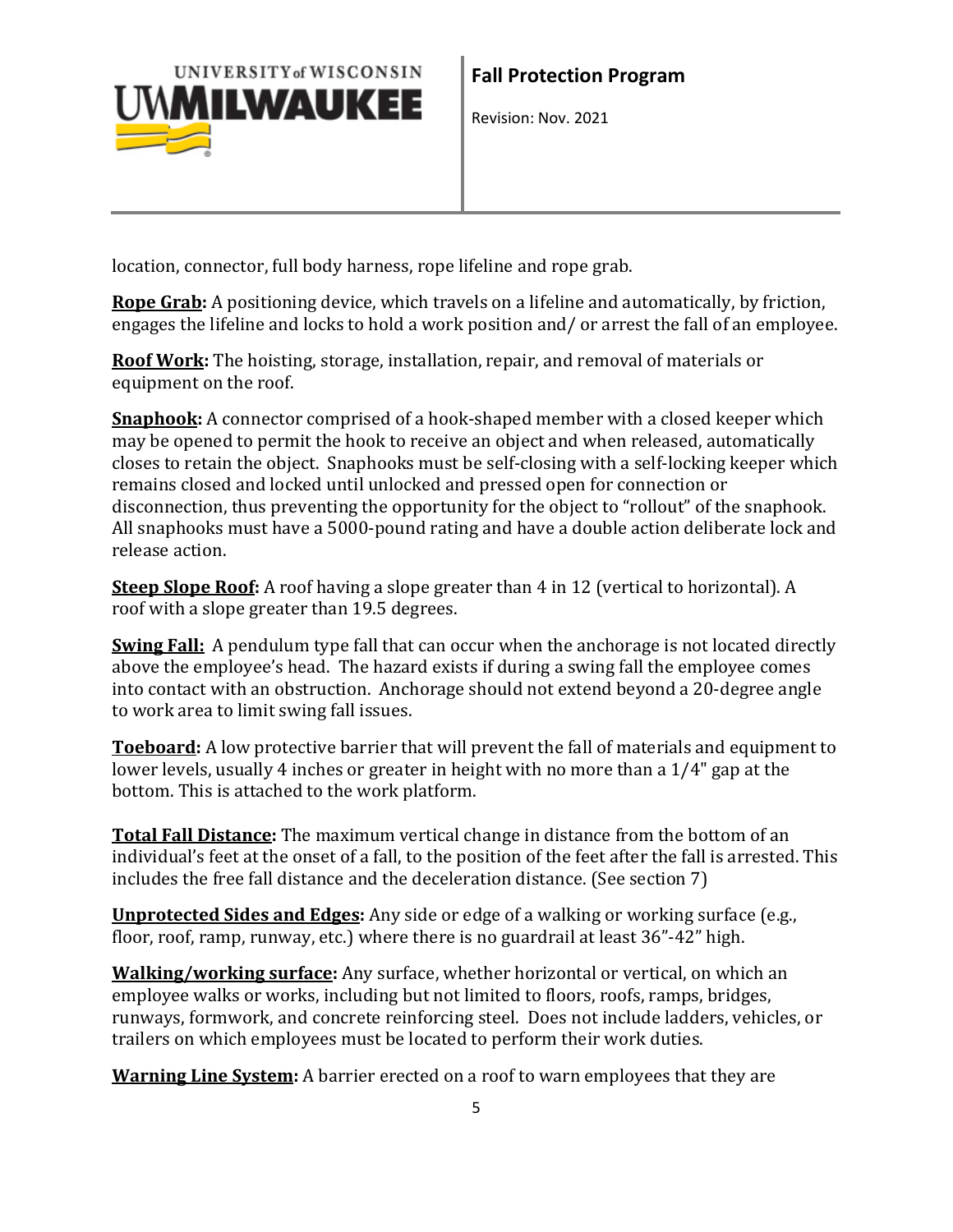location, connector, full body harness, rope lifeline and rope grab.

**Rope Grab:** A positioning device, which travels on a lifeline and automatically, by friction, engages the lifeline and locks to hold a work position and/ or arrest the fall of an employee.

**Roof Work:** The hoisting, storage, installation, repair, and removal of materials or equipment on the roof.

**Snaphook:** A connector comprised of a hook-shaped member with a closed keeper which may be opened to permit the hook to receive an object and when released, automatically closes to retain the object. Snaphooks must be self-closing with a self-locking keeper which remains closed and locked until unlocked and pressed open for connection or disconnection, thus preventing the opportunity for the object to "rollout" of the snaphook. All snaphooks must have a 5000-pound rating and have a double action deliberate lock and release action.

**Steep Slope Roof:** A roof having a slope greater than 4 in 12 (vertical to horizontal). A roof with a slope greater than 19.5 degrees.

**Swing Fall:** A pendulum type fall that can occur when the anchorage is not located directly above the employee's head. The hazard exists if during a swing fall the employee comes into contact with an obstruction. Anchorage should not extend beyond a 20-degree angle to work area to limit swing fall issues.

**Toeboard:** A low protective barrier that will prevent the fall of materials and equipment to lower levels, usually 4 inches or greater in height with no more than a 1/4" gap at the bottom. This is attached to the work platform.

**Total Fall Distance:** The maximum vertical change in distance from the bottom of an individual's feet at the onset of a fall, to the position of the feet after the fall is arrested. This includes the free fall distance and the deceleration distance. (See section 7)

**Unprotected Sides and Edges:** Any side or edge of a walking or working surface (e.g., floor, roof, ramp, runway, etc.) where there is no guardrail at least 36"-42" high.

**Walking/working surface:** Any surface, whether horizontal or vertical, on which an employee walks or works, including but not limited to floors, roofs, ramps, bridges, runways, formwork, and concrete reinforcing steel. Does not include ladders, vehicles, or trailers on which employees must be located to perform their work duties.

**Warning Line System:** A barrier erected on a roof to warn employees that they are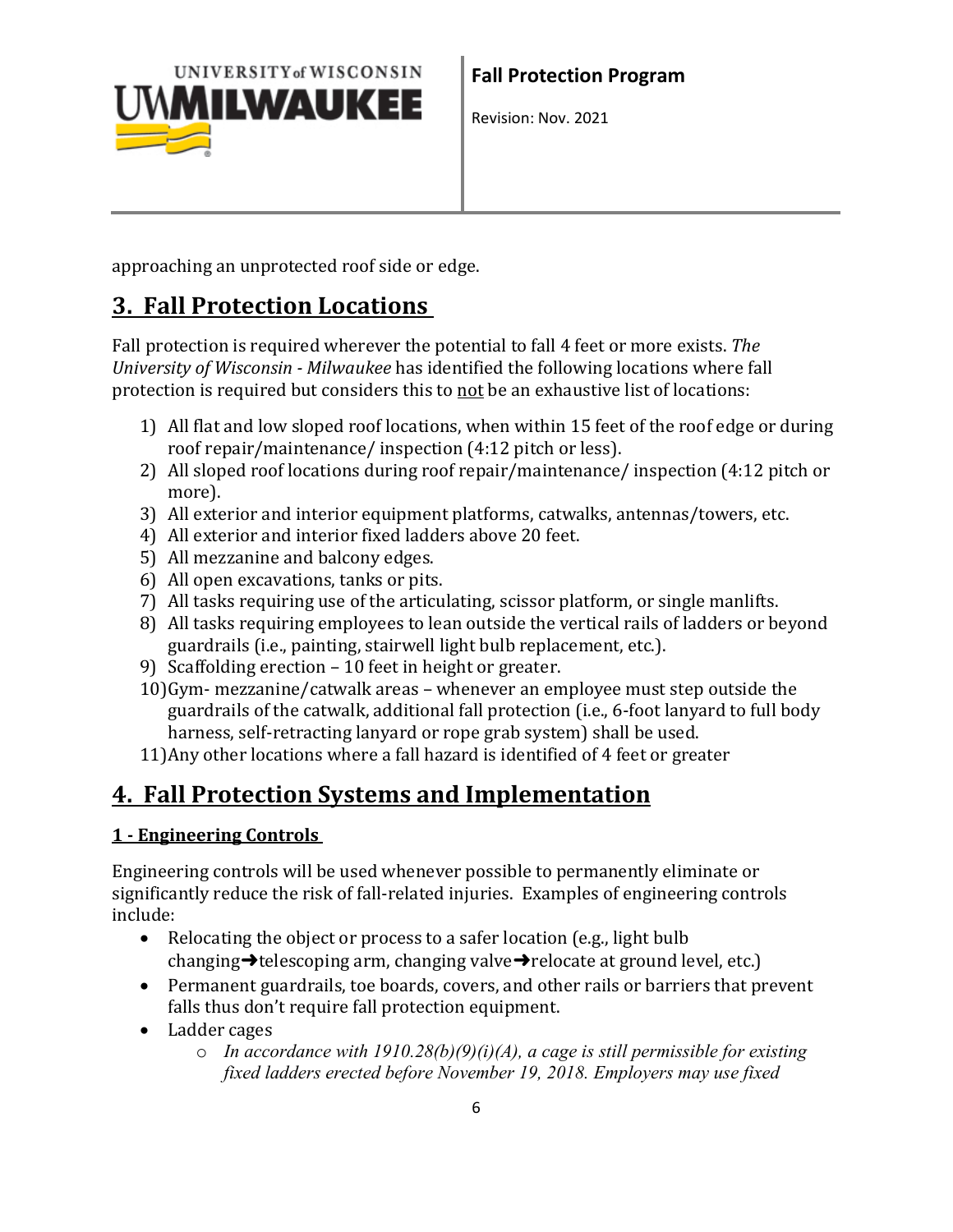approaching an unprotected roof side or edge.

## 3. Fall Protection Locations

Fall protection is required wherever the potential to fall 4 feet or more exists. *The University of Wisconsin - Milwaukee* has identified the following locations where fall protection is required but considers this to not be an exhaustive list of locations:

1) All flat and low sloped roof locations, when within 15 feet of the roof edge or during roof repair/maintenance/ inspection (4:12 pitch or less).
2) All sloped roof locations during roof repair/maintenance/ inspection (4:12 pitch or more).
3) All exterior and interior equipment platforms, catwalks, antennas/towers, etc.
4) All exterior and interior fixed ladders above 20 feet.
5) All mezzanine and balcony edges.
6) All open excavations, tanks or pits.
7) All tasks requiring use of the articulating, scissor platform, or single manlifts.
8) All tasks requiring employees to lean outside the vertical rails of ladders or beyond guardrails (i.e., painting, stairwell light bulb replacement, etc.).
9) Scaffolding erection – 10 feet in height or greater.
10) Gym- mezzanine/catwalk areas – whenever an employee must step outside the guardrails of the catwalk, additional fall protection (i.e., 6-foot lanyard to full body harness, self-retracting lanyard or rope grab system) shall be used.
11) Any other locations where a fall hazard is identified of 4 feet or greater

## 4. Fall Protection Systems and Implementation

### 1 - Engineering Controls

Engineering controls will be used whenever possible to permanently eliminate or significantly reduce the risk of fall-related injuries. Examples of engineering controls include:

- Relocating the object or process to a safer location (e.g., light bulb changing➜telescoping arm, changing valve➜relocate at ground level, etc.)
- Permanent guardrails, toe boards, covers, and other rails or barriers that prevent falls thus don't require fall protection equipment.
- Ladder cages
    - *In accordance with 1910.28(b)(9)(i)(A), a cage is still permissible for existing fixed ladders erected before November 19, 2018. Employers may use fixed*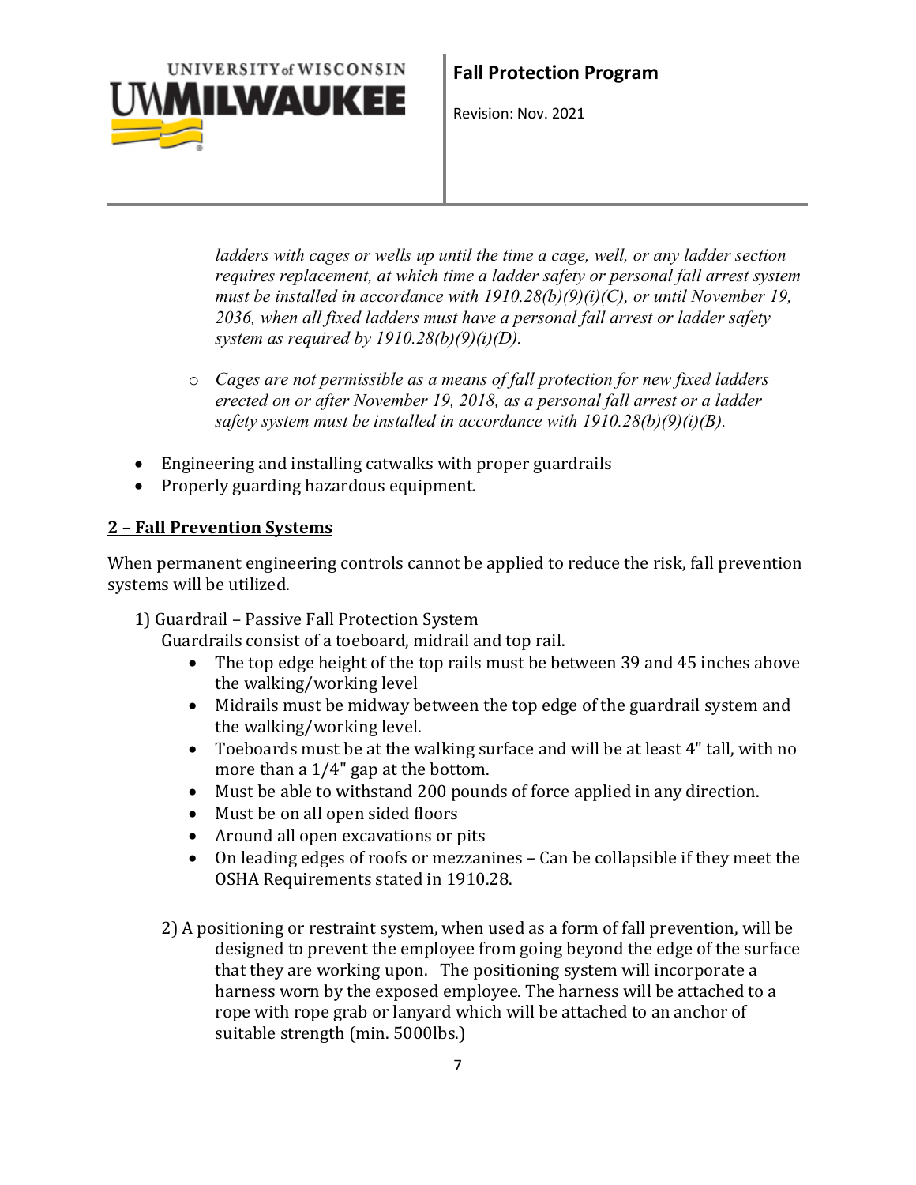*ladders with cages or wells up until the time a cage, well, or any ladder section requires replacement, at which time a ladder safety or personal fall arrest system must be installed in accordance with 1910.28(b)(9)(i)(C), or until November 19, 2036, when all fixed ladders must have a personal fall arrest or ladder safety system as required by 1910.28(b)(9)(i)(D).*

- *Cages are not permissible as a means of fall protection for new fixed ladders erected on or after November 19, 2018, as a personal fall arrest or a ladder safety system must be installed in accordance with 1910.28(b)(9)(i)(B).*

- Engineering and installing catwalks with proper guardrails
- Properly guarding hazardous equipment.

## 2 – Fall Prevention Systems

When permanent engineering controls cannot be applied to reduce the risk, fall prevention systems will be utilized.

1) Guardrail – Passive Fall Protection System
   Guardrails consist of a toeboard, midrail and top rail.
   - The top edge height of the top rails must be between 39 and 45 inches above the walking/working level
   - Midrails must be midway between the top edge of the guardrail system and the walking/working level.
   - Toeboards must be at the walking surface and will be at least 4" tall, with no more than a 1/4" gap at the bottom.
   - Must be able to withstand 200 pounds of force applied in any direction.
   - Must be on all open sided floors
   - Around all open excavations or pits
   - On leading edges of roofs or mezzanines – Can be collapsible if they meet the OSHA Requirements stated in 1910.28.

2) A positioning or restraint system, when used as a form of fall prevention, will be designed to prevent the employee from going beyond the edge of the surface that they are working upon. The positioning system will incorporate a harness worn by the exposed employee. The harness will be attached to a rope with rope grab or lanyard which will be attached to an anchor of suitable strength (min. 5000lbs.)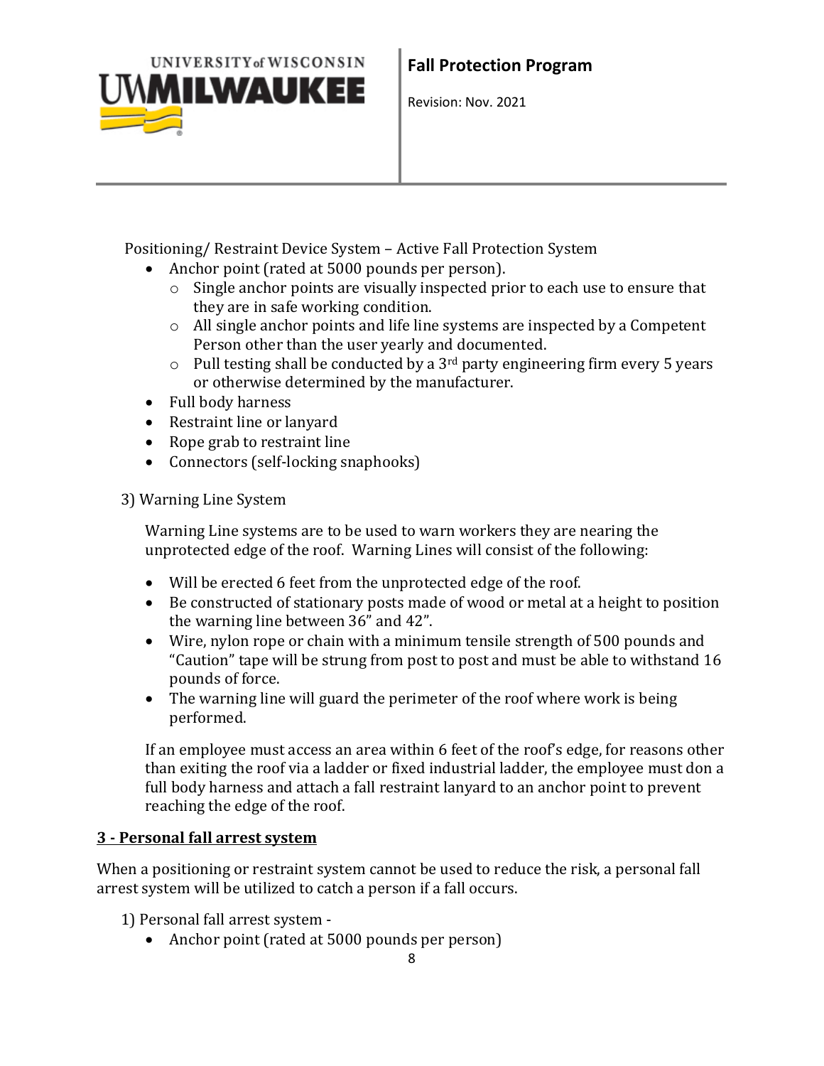Positioning/ Restraint Device System – Active Fall Protection System

- Anchor point (rated at 5000 pounds per person).
  - Single anchor points are visually inspected prior to each use to ensure that they are in safe working condition.
  - All single anchor points and life line systems are inspected by a Competent Person other than the user yearly and documented.
  - Pull testing shall be conducted by a 3rd party engineering firm every 5 years or otherwise determined by the manufacturer.
- Full body harness
- Restraint line or lanyard
- Rope grab to restraint line
- Connectors (self-locking snaphooks)

3) Warning Line System

Warning Line systems are to be used to warn workers they are nearing the unprotected edge of the roof. Warning Lines will consist of the following:

- Will be erected 6 feet from the unprotected edge of the roof.
- Be constructed of stationary posts made of wood or metal at a height to position the warning line between 36" and 42".
- Wire, nylon rope or chain with a minimum tensile strength of 500 pounds and "Caution" tape will be strung from post to post and must be able to withstand 16 pounds of force.
- The warning line will guard the perimeter of the roof where work is being performed.

If an employee must access an area within 6 feet of the roof's edge, for reasons other than exiting the roof via a ladder or fixed industrial ladder, the employee must don a full body harness and attach a fall restraint lanyard to an anchor point to prevent reaching the edge of the roof.

## 3 - Personal fall arrest system

When a positioning or restraint system cannot be used to reduce the risk, a personal fall arrest system will be utilized to catch a person if a fall occurs.

1) Personal fall arrest system -

- Anchor point (rated at 5000 pounds per person)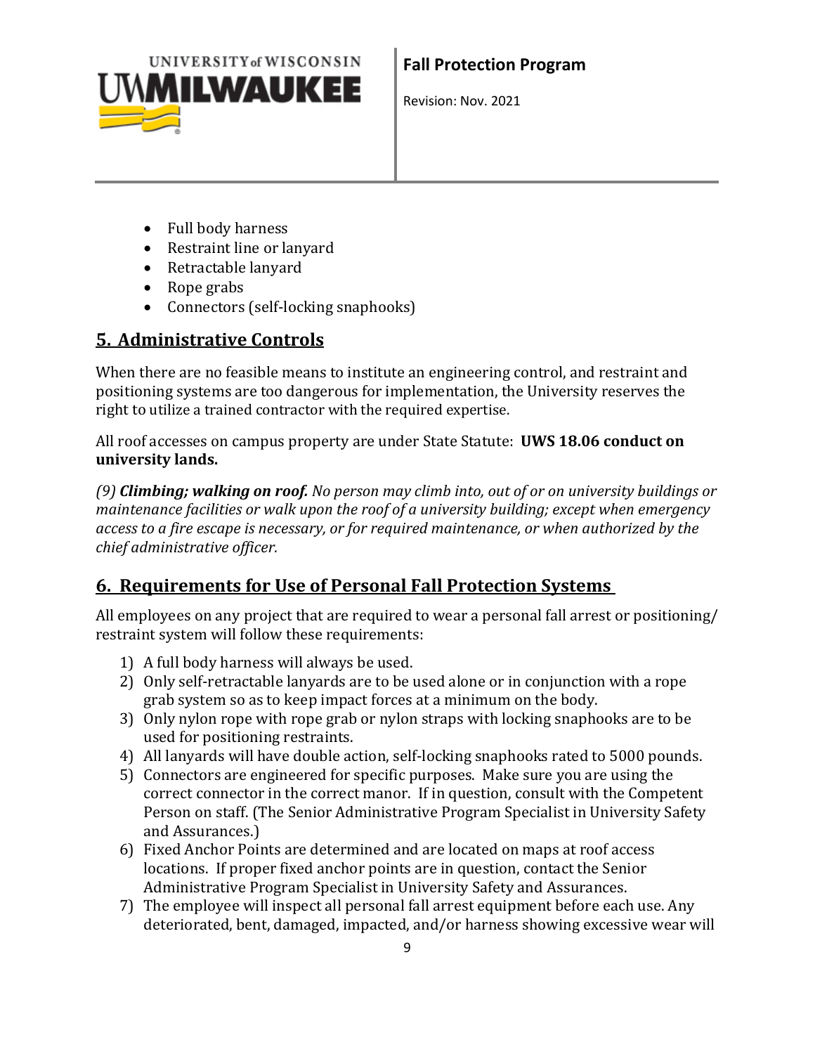- Full body harness
- Restraint line or lanyard
- Retractable lanyard
- Rope grabs
- Connectors (self-locking snaphooks)

## 5. Administrative Controls

When there are no feasible means to institute an engineering control, and restraint and positioning systems are too dangerous for implementation, the University reserves the right to utilize a trained contractor with the required expertise.

All roof accesses on campus property are under State Statute: **UWS 18.06 conduct on university lands.**

*(9)* ***Climbing; walking on roof.*** *No person may climb into, out of or on university buildings or maintenance facilities or walk upon the roof of a university building; except when emergency access to a fire escape is necessary, or for required maintenance, or when authorized by the chief administrative officer.*

## 6. Requirements for Use of Personal Fall Protection Systems

All employees on any project that are required to wear a personal fall arrest or positioning/ restraint system will follow these requirements:

1) A full body harness will always be used.
2) Only self-retractable lanyards are to be used alone or in conjunction with a rope grab system so as to keep impact forces at a minimum on the body.
3) Only nylon rope with rope grab or nylon straps with locking snaphooks are to be used for positioning restraints.
4) All lanyards will have double action, self-locking snaphooks rated to 5000 pounds.
5) Connectors are engineered for specific purposes. Make sure you are using the correct connector in the correct manor. If in question, consult with the Competent Person on staff. (The Senior Administrative Program Specialist in University Safety and Assurances.)
6) Fixed Anchor Points are determined and are located on maps at roof access locations. If proper fixed anchor points are in question, contact the Senior Administrative Program Specialist in University Safety and Assurances.
7) The employee will inspect all personal fall arrest equipment before each use. Any deteriorated, bent, damaged, impacted, and/or harness showing excessive wear will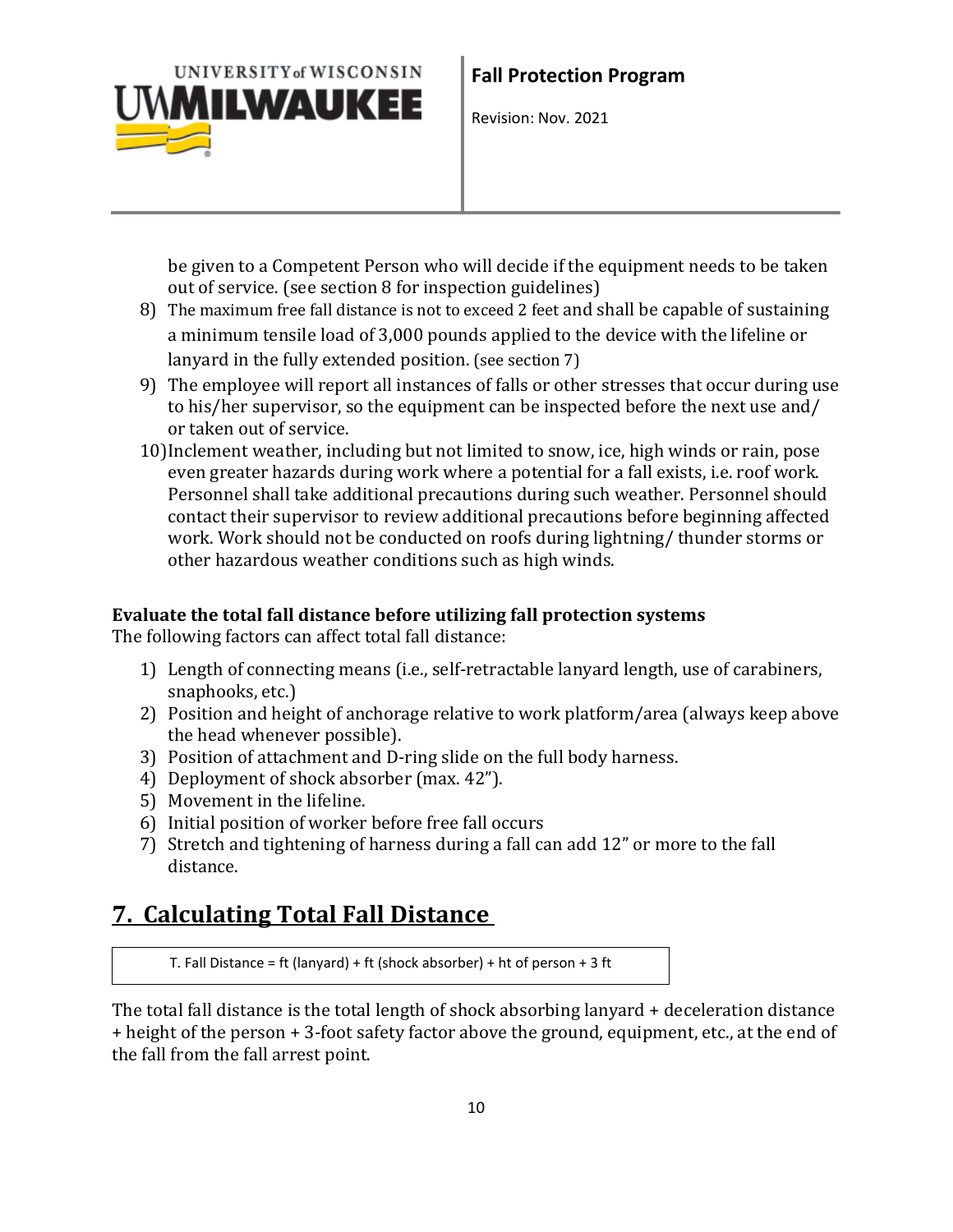be given to a Competent Person who will decide if the equipment needs to be taken out of service. (see section 8 for inspection guidelines)

8) The maximum free fall distance is not to exceed 2 feet and shall be capable of sustaining a minimum tensile load of 3,000 pounds applied to the device with the lifeline or lanyard in the fully extended position. (see section 7)
9) The employee will report all instances of falls or other stresses that occur during use to his/her supervisor, so the equipment can be inspected before the next use and/ or taken out of service.
10) Inclement weather, including but not limited to snow, ice, high winds or rain, pose even greater hazards during work where a potential for a fall exists, i.e. roof work. Personnel shall take additional precautions during such weather. Personnel should contact their supervisor to review additional precautions before beginning affected work. Work should not be conducted on roofs during lightning/ thunder storms or other hazardous weather conditions such as high winds.

**Evaluate the total fall distance before utilizing fall protection systems**

The following factors can affect total fall distance:

1) Length of connecting means (i.e., self-retractable lanyard length, use of carabiners, snaphooks, etc.)
2) Position and height of anchorage relative to work platform/area (always keep above the head whenever possible).
3) Position of attachment and D-ring slide on the full body harness.
4) Deployment of shock absorber (max. 42").
5) Movement in the lifeline.
6) Initial position of worker before free fall occurs
7) Stretch and tightening of harness during a fall can add 12" or more to the fall distance.

## 7. Calculating Total Fall Distance

| T. Fall Distance = ft (lanyard) + ft (shock absorber) + ht of person + 3 ft |
|---|

The total fall distance is the total length of shock absorbing lanyard + deceleration distance + height of the person + 3-foot safety factor above the ground, equipment, etc., at the end of the fall from the fall arrest point.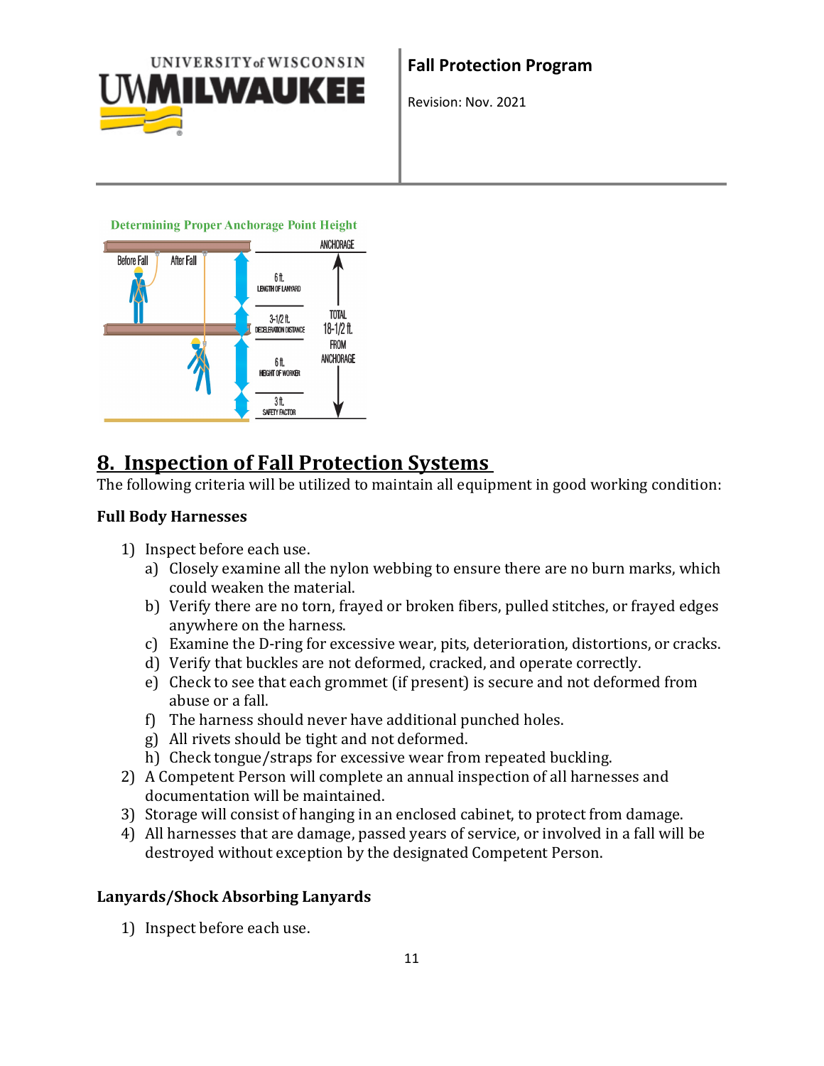Determining Proper Anchorage Point Height

ANCHORAGE

Before Fall

After Fall

6 ft. LENGTH OF LANYARD

3-1/2 ft. DECELERATION DISTANCE

6 ft. HEIGHT OF WORKER

3 ft. SAFETY FACTOR

TOTAL 18-1/2 ft. FROM ANCHORAGE

## 8. Inspection of Fall Protection Systems

The following criteria will be utilized to maintain all equipment in good working condition:

**Full Body Harnesses**

1) Inspect before each use.
   a) Closely examine all the nylon webbing to ensure there are no burn marks, which could weaken the material.
   b) Verify there are no torn, frayed or broken fibers, pulled stitches, or frayed edges anywhere on the harness.
   c) Examine the D-ring for excessive wear, pits, deterioration, distortions, or cracks.
   d) Verify that buckles are not deformed, cracked, and operate correctly.
   e) Check to see that each grommet (if present) is secure and not deformed from abuse or a fall.
   f) The harness should never have additional punched holes.
   g) All rivets should be tight and not deformed.
   h) Check tongue/straps for excessive wear from repeated buckling.
2) A Competent Person will complete an annual inspection of all harnesses and documentation will be maintained.
3) Storage will consist of hanging in an enclosed cabinet, to protect from damage.
4) All harnesses that are damage, passed years of service, or involved in a fall will be destroyed without exception by the designated Competent Person.

**Lanyards/Shock Absorbing Lanyards**

1) Inspect before each use.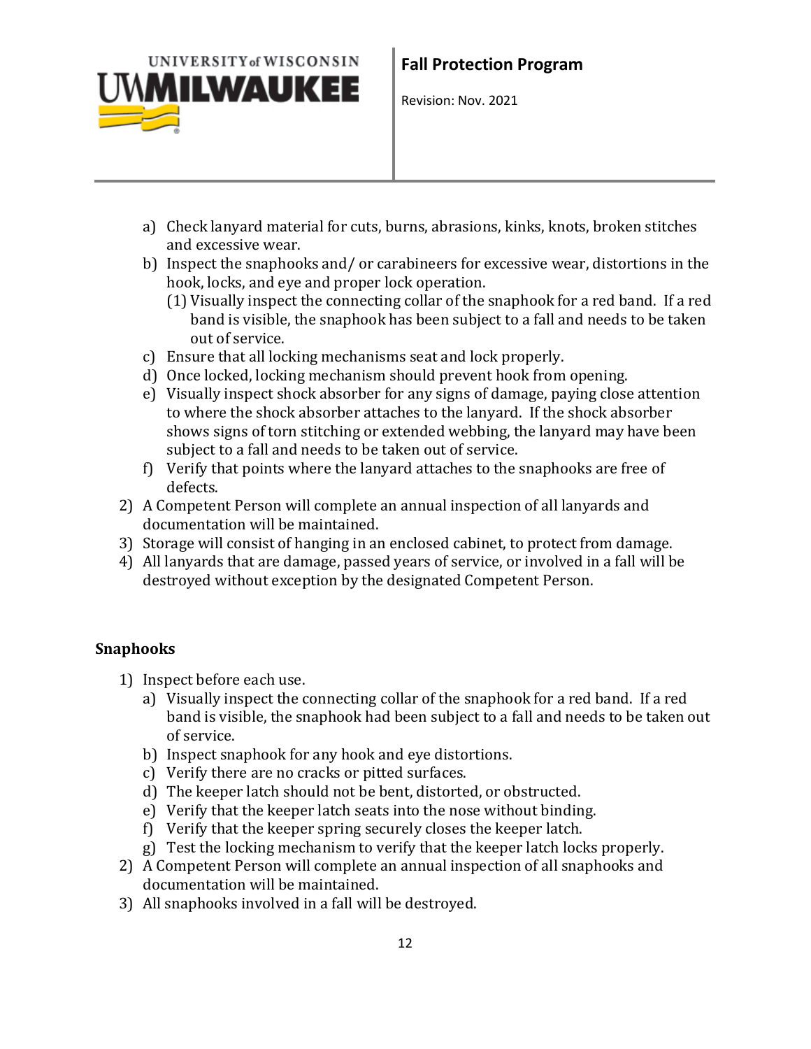a) Check lanyard material for cuts, burns, abrasions, kinks, knots, broken stitches and excessive wear.
b) Inspect the snaphooks and/ or carabineers for excessive wear, distortions in the hook, locks, and eye and proper lock operation.
   (1) Visually inspect the connecting collar of the snaphook for a red band. If a red band is visible, the snaphook has been subject to a fall and needs to be taken out of service.
c) Ensure that all locking mechanisms seat and lock properly.
d) Once locked, locking mechanism should prevent hook from opening.
e) Visually inspect shock absorber for any signs of damage, paying close attention to where the shock absorber attaches to the lanyard. If the shock absorber shows signs of torn stitching or extended webbing, the lanyard may have been subject to a fall and needs to be taken out of service.
f) Verify that points where the lanyard attaches to the snaphooks are free of defects.

2) A Competent Person will complete an annual inspection of all lanyards and documentation will be maintained.
3) Storage will consist of hanging in an enclosed cabinet, to protect from damage.
4) All lanyards that are damage, passed years of service, or involved in a fall will be destroyed without exception by the designated Competent Person.

**Snaphooks**

1) Inspect before each use.
   a) Visually inspect the connecting collar of the snaphook for a red band. If a red band is visible, the snaphook had been subject to a fall and needs to be taken out of service.
   b) Inspect snaphook for any hook and eye distortions.
   c) Verify there are no cracks or pitted surfaces.
   d) The keeper latch should not be bent, distorted, or obstructed.
   e) Verify that the keeper latch seats into the nose without binding.
   f) Verify that the keeper spring securely closes the keeper latch.
   g) Test the locking mechanism to verify that the keeper latch locks properly.
2) A Competent Person will complete an annual inspection of all snaphooks and documentation will be maintained.
3) All snaphooks involved in a fall will be destroyed.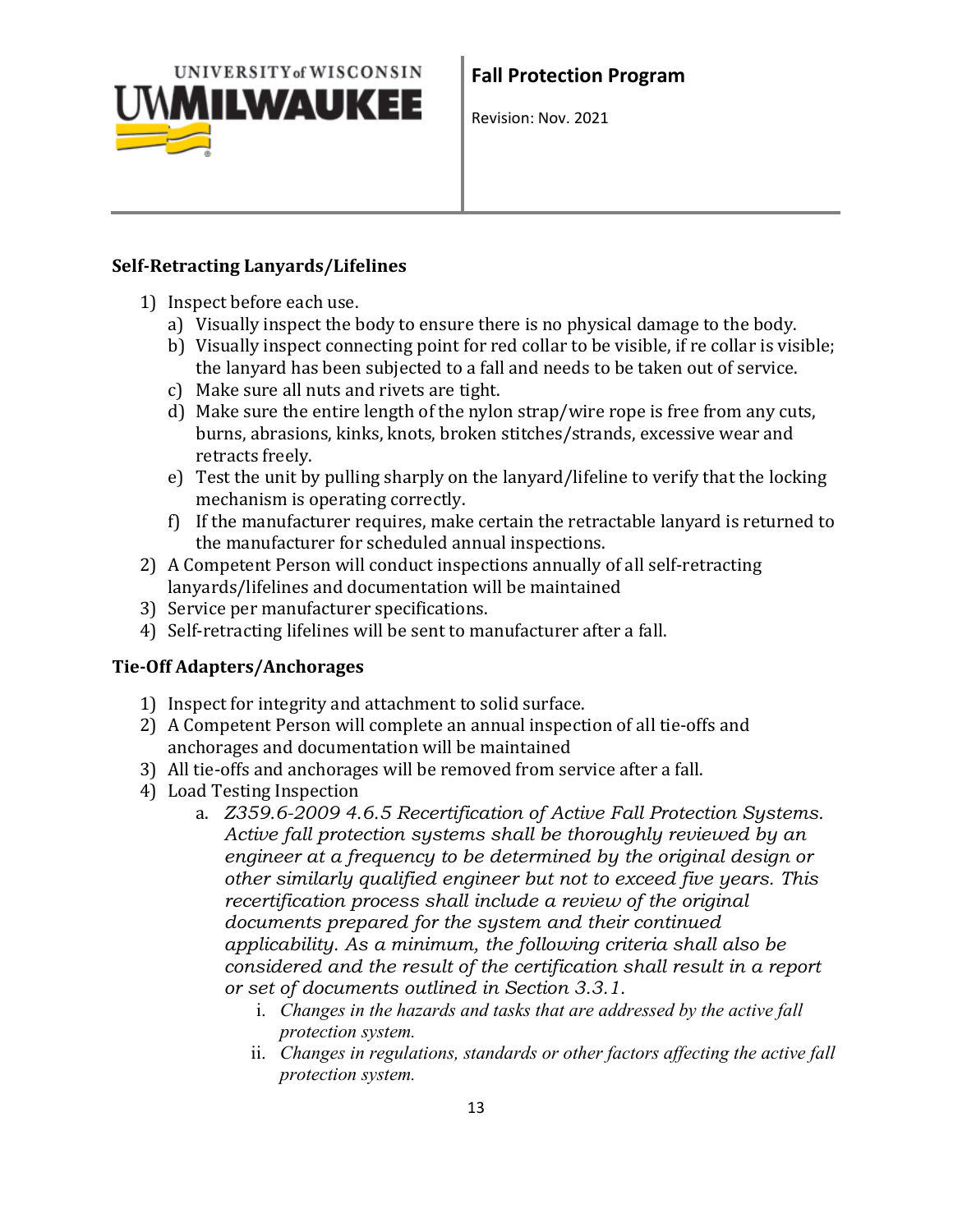### Self-Retracting Lanyards/Lifelines

1) Inspect before each use.
   a) Visually inspect the body to ensure there is no physical damage to the body.
   b) Visually inspect connecting point for red collar to be visible, if re collar is visible; the lanyard has been subjected to a fall and needs to be taken out of service.
   c) Make sure all nuts and rivets are tight.
   d) Make sure the entire length of the nylon strap/wire rope is free from any cuts, burns, abrasions, kinks, knots, broken stitches/strands, excessive wear and retracts freely.
   e) Test the unit by pulling sharply on the lanyard/lifeline to verify that the locking mechanism is operating correctly.
   f) If the manufacturer requires, make certain the retractable lanyard is returned to the manufacturer for scheduled annual inspections.
2) A Competent Person will conduct inspections annually of all self-retracting lanyards/lifelines and documentation will be maintained
3) Service per manufacturer specifications.
4) Self-retracting lifelines will be sent to manufacturer after a fall.

### Tie-Off Adapters/Anchorages

1) Inspect for integrity and attachment to solid surface.
2) A Competent Person will complete an annual inspection of all tie-offs and anchorages and documentation will be maintained
3) All tie-offs and anchorages will be removed from service after a fall.
4) Load Testing Inspection
   a. *Z359.6-2009 4.6.5 Recertification of Active Fall Protection Systems. Active fall protection systems shall be thoroughly reviewed by an engineer at a frequency to be determined by the original design or other similarly qualified engineer but not to exceed five years. This recertification process shall include a review of the original documents prepared for the system and their continued applicability. As a minimum, the following criteria shall also be considered and the result of the certification shall result in a report or set of documents outlined in Section 3.3.1.*
      i. *Changes in the hazards and tasks that are addressed by the active fall protection system.*
      ii. *Changes in regulations, standards or other factors affecting the active fall protection system.*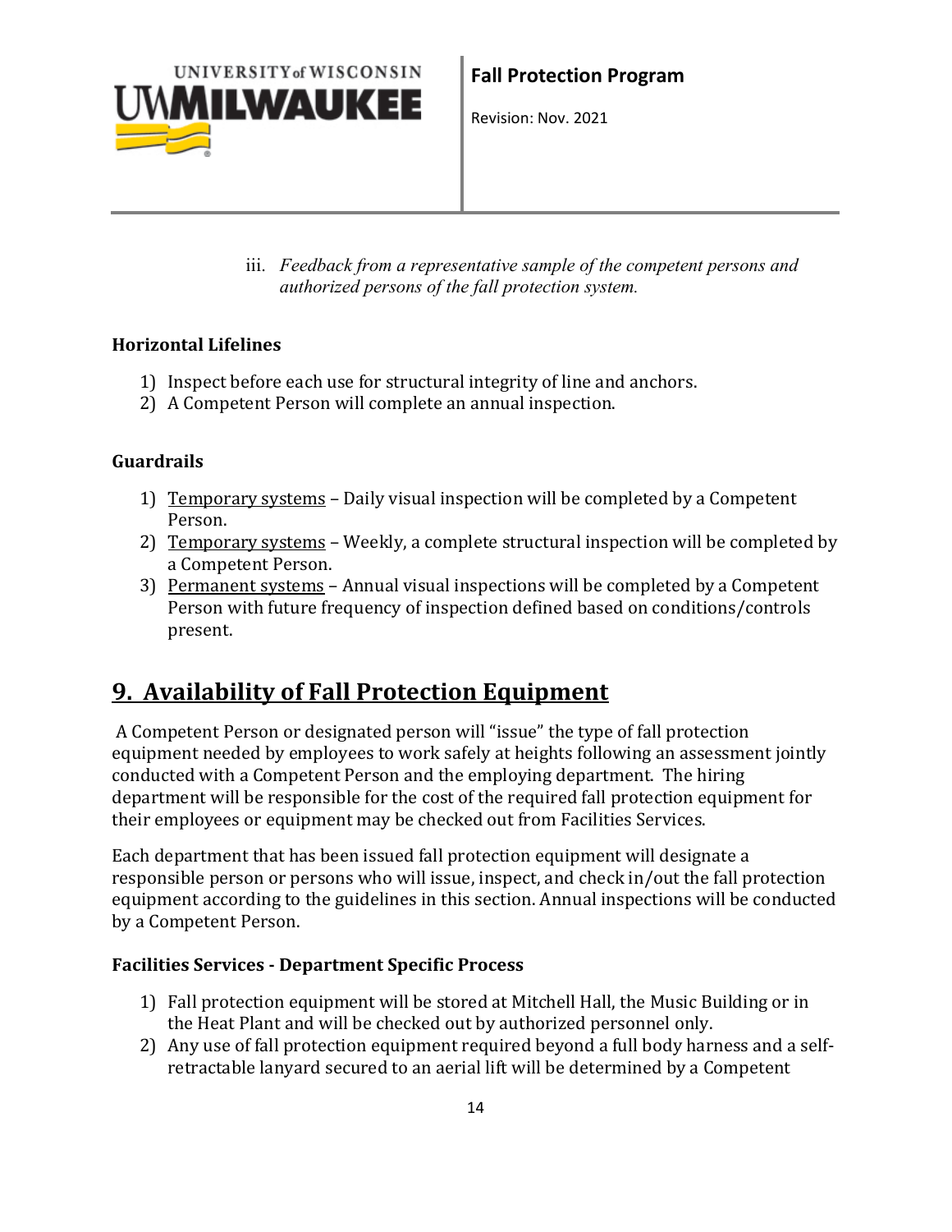iii. *Feedback from a representative sample of the competent persons and authorized persons of the fall protection system.*

**Horizontal Lifelines**

1) Inspect before each use for structural integrity of line and anchors.
2) A Competent Person will complete an annual inspection.

**Guardrails**

1) <u>Temporary systems</u> – Daily visual inspection will be completed by a Competent Person.
2) <u>Temporary systems</u> – Weekly, a complete structural inspection will be completed by a Competent Person.
3) <u>Permanent systems</u> – Annual visual inspections will be completed by a Competent Person with future frequency of inspection defined based on conditions/controls present.

## 9. Availability of Fall Protection Equipment

A Competent Person or designated person will "issue" the type of fall protection equipment needed by employees to work safely at heights following an assessment jointly conducted with a Competent Person and the employing department. The hiring department will be responsible for the cost of the required fall protection equipment for their employees or equipment may be checked out from Facilities Services.

Each department that has been issued fall protection equipment will designate a responsible person or persons who will issue, inspect, and check in/out the fall protection equipment according to the guidelines in this section. Annual inspections will be conducted by a Competent Person.

**Facilities Services - Department Specific Process**

1) Fall protection equipment will be stored at Mitchell Hall, the Music Building or in the Heat Plant and will be checked out by authorized personnel only.
2) Any use of fall protection equipment required beyond a full body harness and a self-retractable lanyard secured to an aerial lift will be determined by a Competent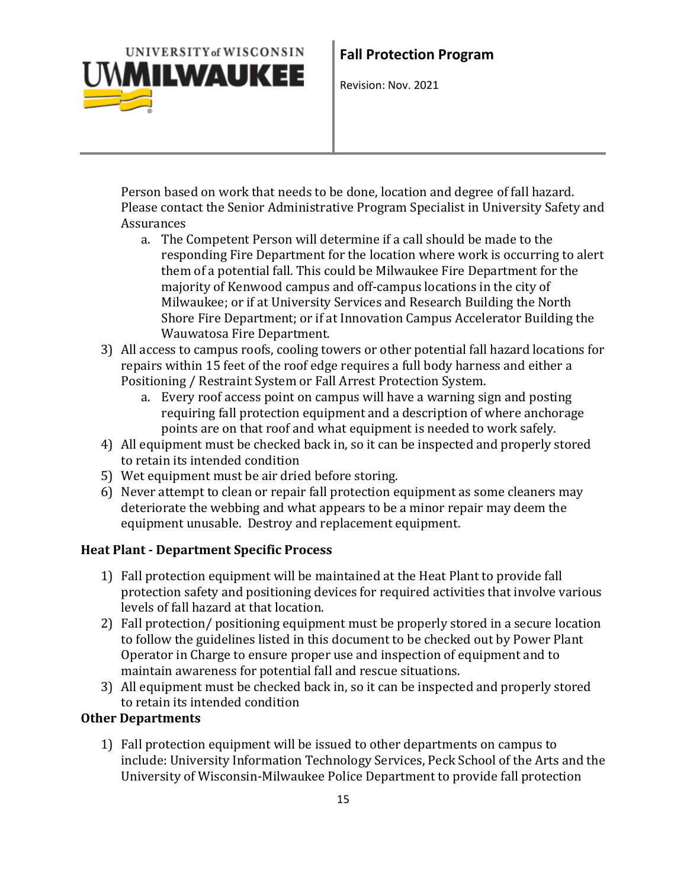Person based on work that needs to be done, location and degree of fall hazard. Please contact the Senior Administrative Program Specialist in University Safety and Assurances

   a. The Competent Person will determine if a call should be made to the responding Fire Department for the location where work is occurring to alert them of a potential fall. This could be Milwaukee Fire Department for the majority of Kenwood campus and off-campus locations in the city of Milwaukee; or if at University Services and Research Building the North Shore Fire Department; or if at Innovation Campus Accelerator Building the Wauwatosa Fire Department.

3) All access to campus roofs, cooling towers or other potential fall hazard locations for repairs within 15 feet of the roof edge requires a full body harness and either a Positioning / Restraint System or Fall Arrest Protection System.
   a. Every roof access point on campus will have a warning sign and posting requiring fall protection equipment and a description of where anchorage points are on that roof and what equipment is needed to work safely.
4) All equipment must be checked back in, so it can be inspected and properly stored to retain its intended condition
5) Wet equipment must be air dried before storing.
6) Never attempt to clean or repair fall protection equipment as some cleaners may deteriorate the webbing and what appears to be a minor repair may deem the equipment unusable. Destroy and replacement equipment.

**Heat Plant - Department Specific Process**

1) Fall protection equipment will be maintained at the Heat Plant to provide fall protection safety and positioning devices for required activities that involve various levels of fall hazard at that location.
2) Fall protection/ positioning equipment must be properly stored in a secure location to follow the guidelines listed in this document to be checked out by Power Plant Operator in Charge to ensure proper use and inspection of equipment and to maintain awareness for potential fall and rescue situations.
3) All equipment must be checked back in, so it can be inspected and properly stored to retain its intended condition

**Other Departments**

1) Fall protection equipment will be issued to other departments on campus to include: University Information Technology Services, Peck School of the Arts and the University of Wisconsin-Milwaukee Police Department to provide fall protection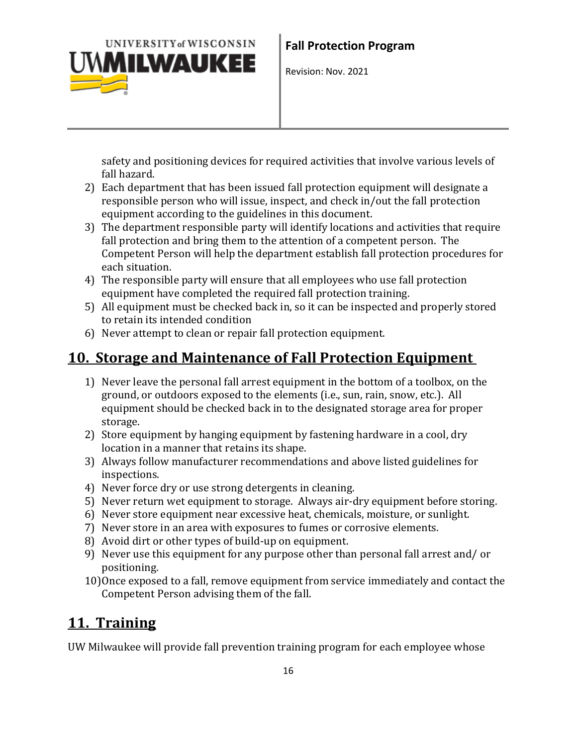safety and positioning devices for required activities that involve various levels of fall hazard.

2) Each department that has been issued fall protection equipment will designate a responsible person who will issue, inspect, and check in/out the fall protection equipment according to the guidelines in this document.
3) The department responsible party will identify locations and activities that require fall protection and bring them to the attention of a competent person. The Competent Person will help the department establish fall protection procedures for each situation.
4) The responsible party will ensure that all employees who use fall protection equipment have completed the required fall protection training.
5) All equipment must be checked back in, so it can be inspected and properly stored to retain its intended condition
6) Never attempt to clean or repair fall protection equipment.

## 10. Storage and Maintenance of Fall Protection Equipment

1) Never leave the personal fall arrest equipment in the bottom of a toolbox, on the ground, or outdoors exposed to the elements (i.e., sun, rain, snow, etc.). All equipment should be checked back in to the designated storage area for proper storage.
2) Store equipment by hanging equipment by fastening hardware in a cool, dry location in a manner that retains its shape.
3) Always follow manufacturer recommendations and above listed guidelines for inspections.
4) Never force dry or use strong detergents in cleaning.
5) Never return wet equipment to storage. Always air-dry equipment before storing.
6) Never store equipment near excessive heat, chemicals, moisture, or sunlight.
7) Never store in an area with exposures to fumes or corrosive elements.
8) Avoid dirt or other types of build-up on equipment.
9) Never use this equipment for any purpose other than personal fall arrest and/ or positioning.
10) Once exposed to a fall, remove equipment from service immediately and contact the Competent Person advising them of the fall.

## 11. Training

UW Milwaukee will provide fall prevention training program for each employee whose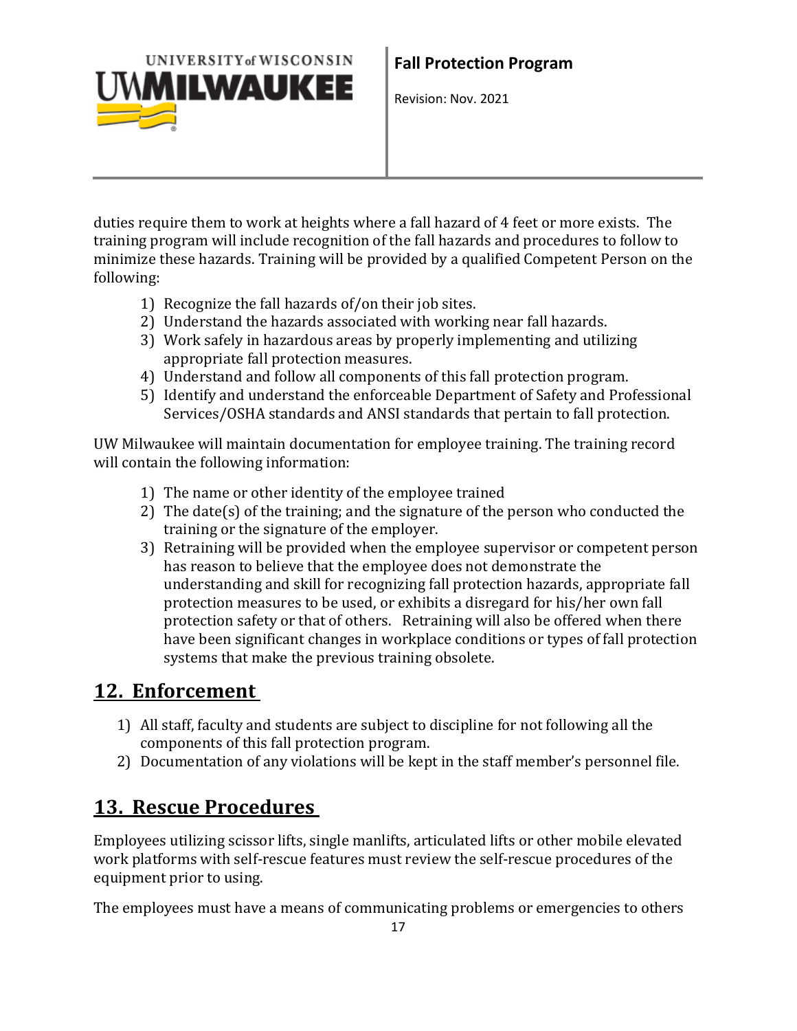duties require them to work at heights where a fall hazard of 4 feet or more exists. The training program will include recognition of the fall hazards and procedures to follow to minimize these hazards. Training will be provided by a qualified Competent Person on the following:

1) Recognize the fall hazards of/on their job sites.
2) Understand the hazards associated with working near fall hazards.
3) Work safely in hazardous areas by properly implementing and utilizing appropriate fall protection measures.
4) Understand and follow all components of this fall protection program.
5) Identify and understand the enforceable Department of Safety and Professional Services/OSHA standards and ANSI standards that pertain to fall protection.

UW Milwaukee will maintain documentation for employee training. The training record will contain the following information:

1) The name or other identity of the employee trained
2) The date(s) of the training; and the signature of the person who conducted the training or the signature of the employer.
3) Retraining will be provided when the employee supervisor or competent person has reason to believe that the employee does not demonstrate the understanding and skill for recognizing fall protection hazards, appropriate fall protection measures to be used, or exhibits a disregard for his/her own fall protection safety or that of others. Retraining will also be offered when there have been significant changes in workplace conditions or types of fall protection systems that make the previous training obsolete.

## 12. Enforcement

1) All staff, faculty and students are subject to discipline for not following all the components of this fall protection program.
2) Documentation of any violations will be kept in the staff member's personnel file.

## 13. Rescue Procedures

Employees utilizing scissor lifts, single manlifts, articulated lifts or other mobile elevated work platforms with self-rescue features must review the self-rescue procedures of the equipment prior to using.

The employees must have a means of communicating problems or emergencies to others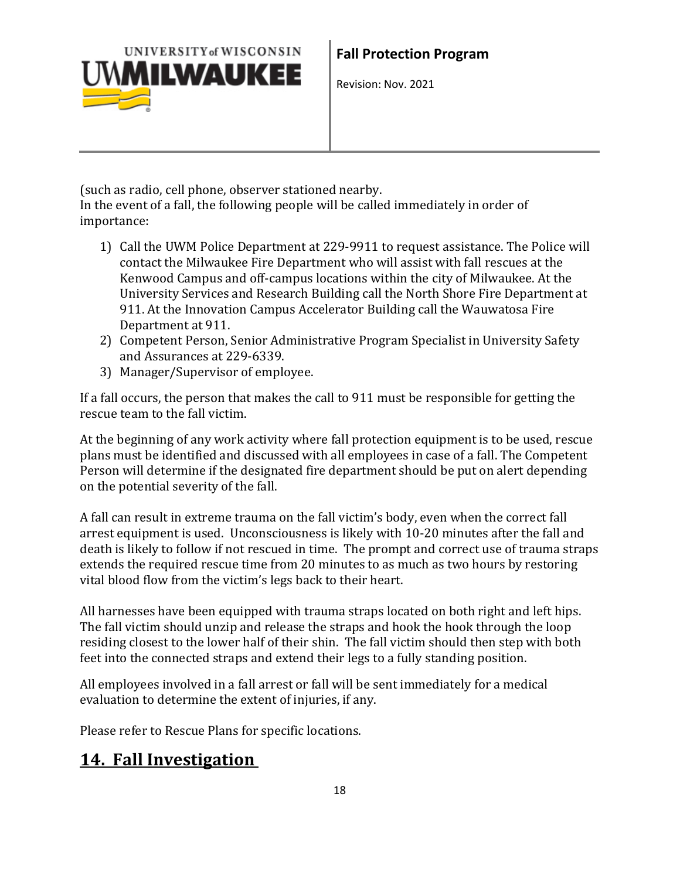(such as radio, cell phone, observer stationed nearby.
In the event of a fall, the following people will be called immediately in order of importance:

1) Call the UWM Police Department at 229-9911 to request assistance. The Police will contact the Milwaukee Fire Department who will assist with fall rescues at the Kenwood Campus and off-campus locations within the city of Milwaukee. At the University Services and Research Building call the North Shore Fire Department at 911. At the Innovation Campus Accelerator Building call the Wauwatosa Fire Department at 911.
2) Competent Person, Senior Administrative Program Specialist in University Safety and Assurances at 229-6339.
3) Manager/Supervisor of employee.

If a fall occurs, the person that makes the call to 911 must be responsible for getting the rescue team to the fall victim.

At the beginning of any work activity where fall protection equipment is to be used, rescue plans must be identified and discussed with all employees in case of a fall. The Competent Person will determine if the designated fire department should be put on alert depending on the potential severity of the fall.

A fall can result in extreme trauma on the fall victim's body, even when the correct fall arrest equipment is used. Unconsciousness is likely with 10-20 minutes after the fall and death is likely to follow if not rescued in time. The prompt and correct use of trauma straps extends the required rescue time from 20 minutes to as much as two hours by restoring vital blood flow from the victim's legs back to their heart.

All harnesses have been equipped with trauma straps located on both right and left hips. The fall victim should unzip and release the straps and hook the hook through the loop residing closest to the lower half of their shin. The fall victim should then step with both feet into the connected straps and extend their legs to a fully standing position.

All employees involved in a fall arrest or fall will be sent immediately for a medical evaluation to determine the extent of injuries, if any.

Please refer to Rescue Plans for specific locations.

## 14. Fall Investigation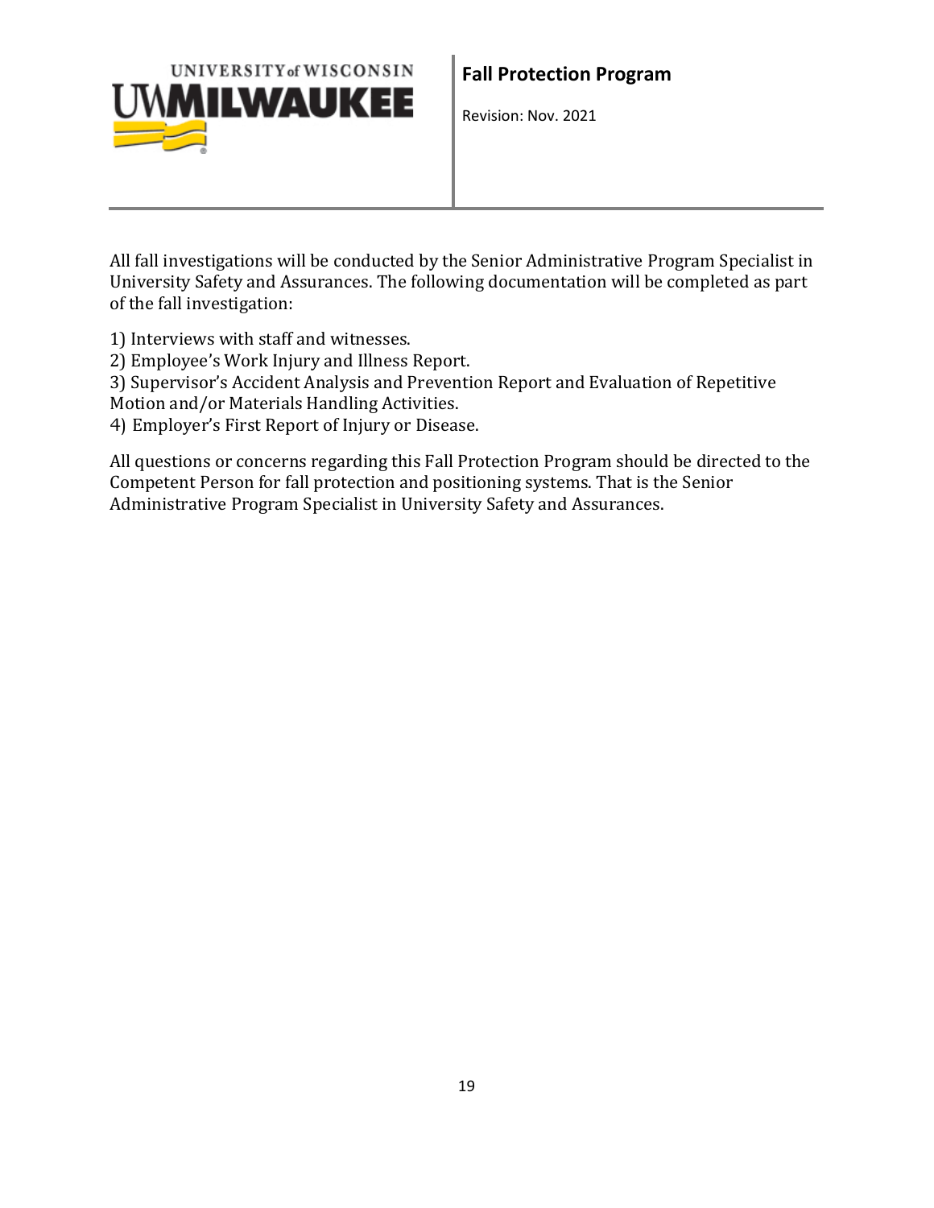All fall investigations will be conducted by the Senior Administrative Program Specialist in University Safety and Assurances. The following documentation will be completed as part of the fall investigation:

1) Interviews with staff and witnesses.
2) Employee's Work Injury and Illness Report.
3) Supervisor's Accident Analysis and Prevention Report and Evaluation of Repetitive Motion and/or Materials Handling Activities.
4) Employer's First Report of Injury or Disease.

All questions or concerns regarding this Fall Protection Program should be directed to the Competent Person for fall protection and positioning systems. That is the Senior Administrative Program Specialist in University Safety and Assurances.